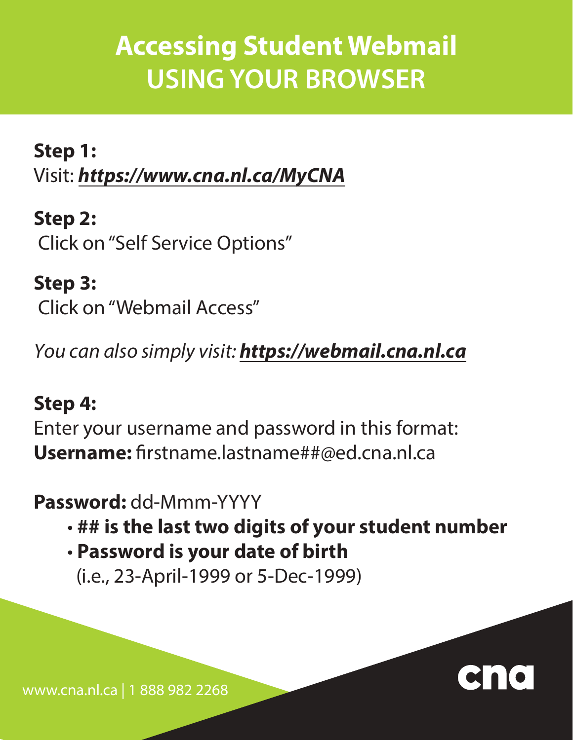# Accessing Student Webmail
# USING YOUR BROWSER

**Step 1:**
Visit: ***https://www.cna.nl.ca/MyCNA***

**Step 2:**
Click on "Self Service Options"

**Step 3:**
Click on "Webmail Access"

*You can also simply visit:* ***https://webmail.cna.nl.ca***

**Step 4:**
Enter your username and password in this format:
**Username:** firstname.lastname##@ed.cna.nl.ca

**Password:** dd-Mmm-YYYY

- **## is the last two digits of your student number**
- **Password is your date of birth**
  (i.e., 23-April-1999 or 5-Dec-1999)

www.cna.nl.ca | 1 888 982 2268

cna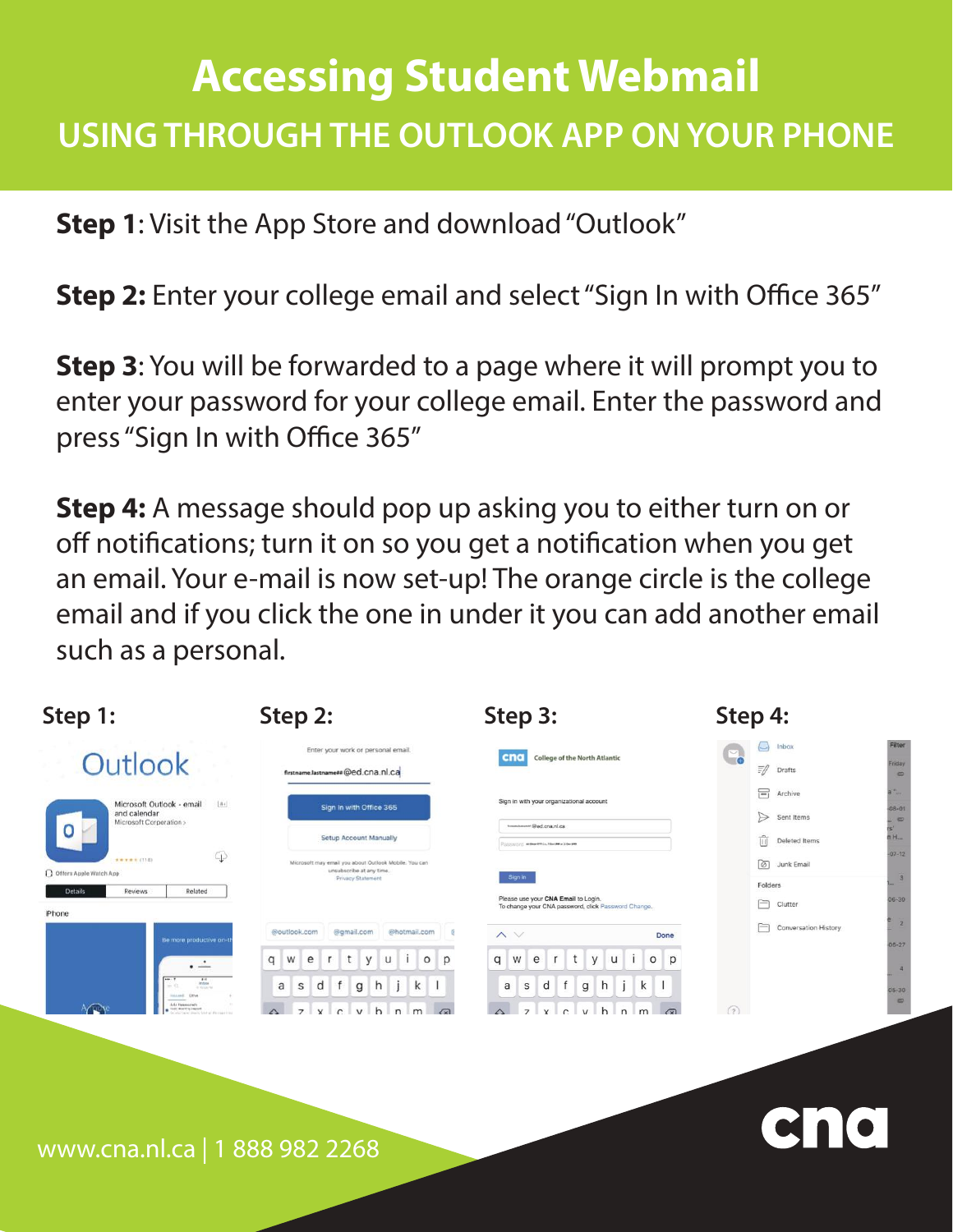# Accessing Student Webmail

## USING THROUGH THE OUTLOOK APP ON YOUR PHONE

**Step 1**: Visit the App Store and download "Outlook"

**Step 2:** Enter your college email and select "Sign In with Office 365"

**Step 3**: You will be forwarded to a page where it will prompt you to enter your password for your college email. Enter the password and press "Sign In with Office 365"

**Step 4:** A message should pop up asking you to either turn on or off notifications; turn it on so you get a notification when you get an email. Your e-mail is now set-up! The orange circle is the college email and if you click the one in under it you can add another email such as a personal.

**Step 1:**

**Step 2:**

**Step 3:**

**Step 4:**

www.cna.nl.ca | 1 888 982 2268